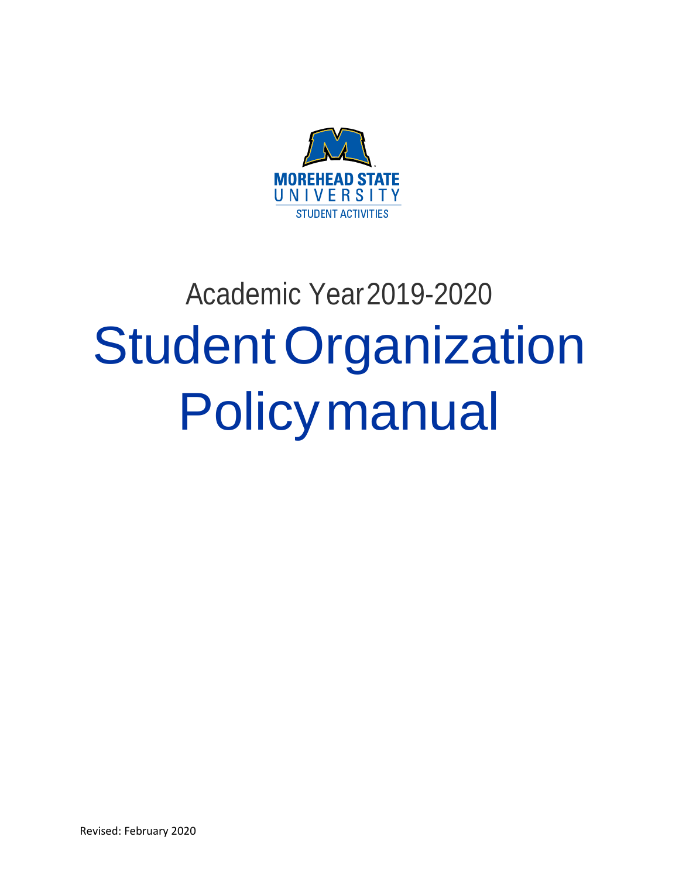MOREHEAD STATE
UNIVERSITY
STUDENT ACTIVITIES

Academic Year 2019-2020

# Student Organization Policy manual

Revised: February 2020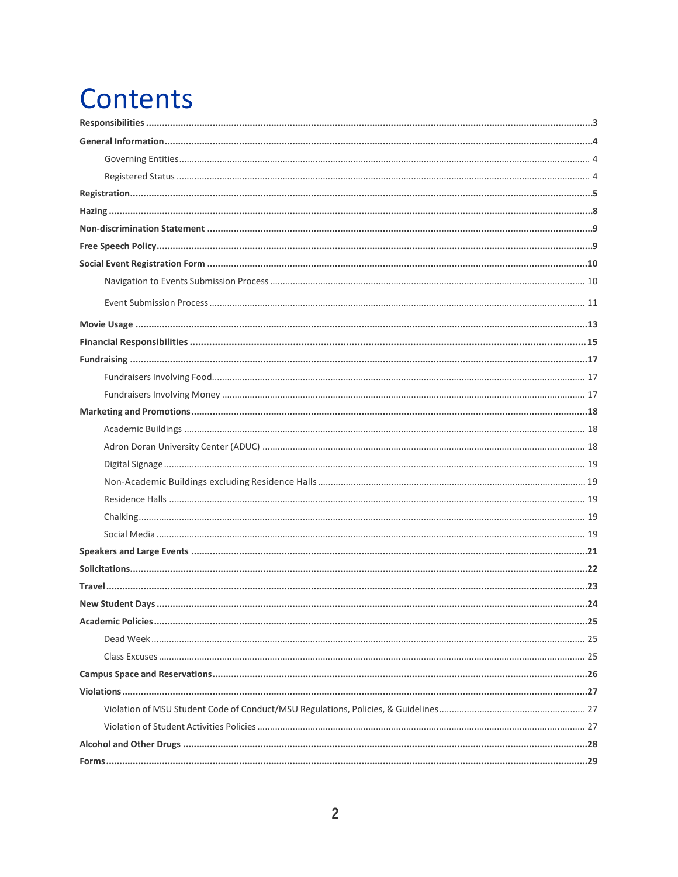# Contents

**Responsibilities** ..... **3**

**General Information** ..... **4**

- Governing Entities ..... 4
- Registered Status ..... 4

**Registration** ..... **5**

**Hazing** ..... **8**

**Non-discrimination Statement** ..... **9**

**Free Speech Policy** ..... **9**

**Social Event Registration Form** ..... **10**

- Navigation to Events Submission Process ..... 10
- Event Submission Process ..... 11

**Movie Usage** ..... **13**

**Financial Responsibilities** ..... **15**

**Fundraising** ..... **17**

- Fundraisers Involving Food ..... 17
- Fundraisers Involving Money ..... 17

**Marketing and Promotions** ..... **18**

- Academic Buildings ..... 18
- Adron Doran University Center (ADUC) ..... 18
- Digital Signage ..... 19
- Non-Academic Buildings excluding Residence Halls ..... 19
- Residence Halls ..... 19
- Chalking ..... 19
- Social Media ..... 19

**Speakers and Large Events** ..... **21**

**Solicitations** ..... **22**

**Travel** ..... **23**

**New Student Days** ..... **24**

**Academic Policies** ..... **25**

- Dead Week ..... 25
- Class Excuses ..... 25

**Campus Space and Reservations** ..... **26**

**Violations** ..... **27**

- Violation of MSU Student Code of Conduct/MSU Regulations, Policies, & Guidelines ..... 27
- Violation of Student Activities Policies ..... 27

**Alcohol and Other Drugs** ..... **28**

**Forms** ..... **29**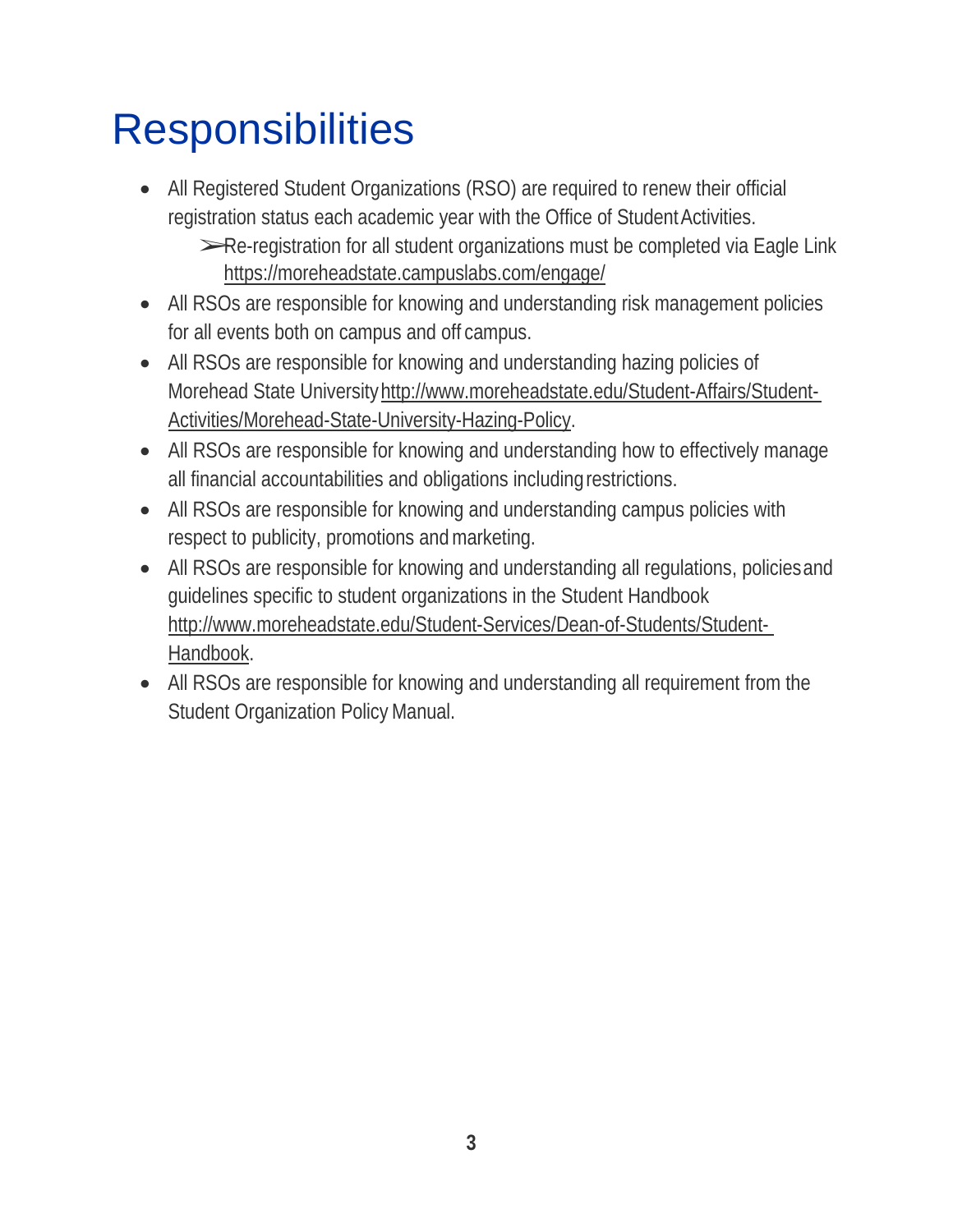# Responsibilities

- All Registered Student Organizations (RSO) are required to renew their official registration status each academic year with the Office of Student Activities.
  - ➢Re-registration for all student organizations must be completed via Eagle Link https://moreheadstate.campuslabs.com/engage/
- All RSOs are responsible for knowing and understanding risk management policies for all events both on campus and off campus.
- All RSOs are responsible for knowing and understanding hazing policies of Morehead State University http://www.moreheadstate.edu/Student-Affairs/Student-Activities/Morehead-State-University-Hazing-Policy.
- All RSOs are responsible for knowing and understanding how to effectively manage all financial accountabilities and obligations including restrictions.
- All RSOs are responsible for knowing and understanding campus policies with respect to publicity, promotions and marketing.
- All RSOs are responsible for knowing and understanding all regulations, policies and guidelines specific to student organizations in the Student Handbook http://www.moreheadstate.edu/Student-Services/Dean-of-Students/Student-Handbook.
- All RSOs are responsible for knowing and understanding all requirement from the Student Organization Policy Manual.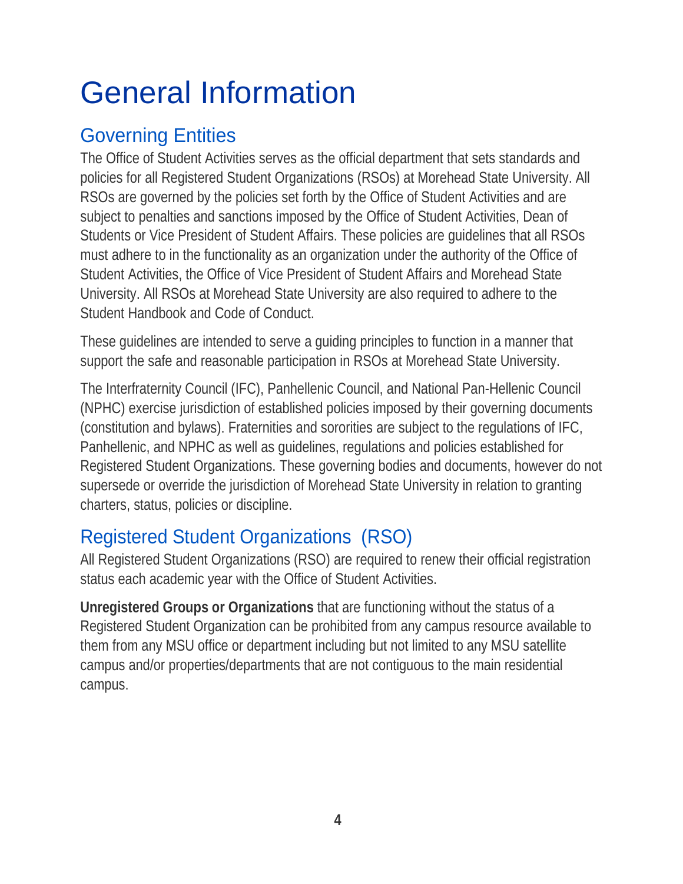# General Information

## Governing Entities

The Office of Student Activities serves as the official department that sets standards and policies for all Registered Student Organizations (RSOs) at Morehead State University. All RSOs are governed by the policies set forth by the Office of Student Activities and are subject to penalties and sanctions imposed by the Office of Student Activities, Dean of Students or Vice President of Student Affairs. These policies are guidelines that all RSOs must adhere to in the functionality as an organization under the authority of the Office of Student Activities, the Office of Vice President of Student Affairs and Morehead State University. All RSOs at Morehead State University are also required to adhere to the Student Handbook and Code of Conduct.

These guidelines are intended to serve a guiding principles to function in a manner that support the safe and reasonable participation in RSOs at Morehead State University.

The Interfraternity Council (IFC), Panhellenic Council, and National Pan-Hellenic Council (NPHC) exercise jurisdiction of established policies imposed by their governing documents (constitution and bylaws). Fraternities and sororities are subject to the regulations of IFC, Panhellenic, and NPHC as well as guidelines, regulations and policies established for Registered Student Organizations. These governing bodies and documents, however do not supersede or override the jurisdiction of Morehead State University in relation to granting charters, status, policies or discipline.

## Registered Student Organizations (RSO)

All Registered Student Organizations (RSO) are required to renew their official registration status each academic year with the Office of Student Activities.

**Unregistered Groups or Organizations** that are functioning without the status of a Registered Student Organization can be prohibited from any campus resource available to them from any MSU office or department including but not limited to any MSU satellite campus and/or properties/departments that are not contiguous to the main residential campus.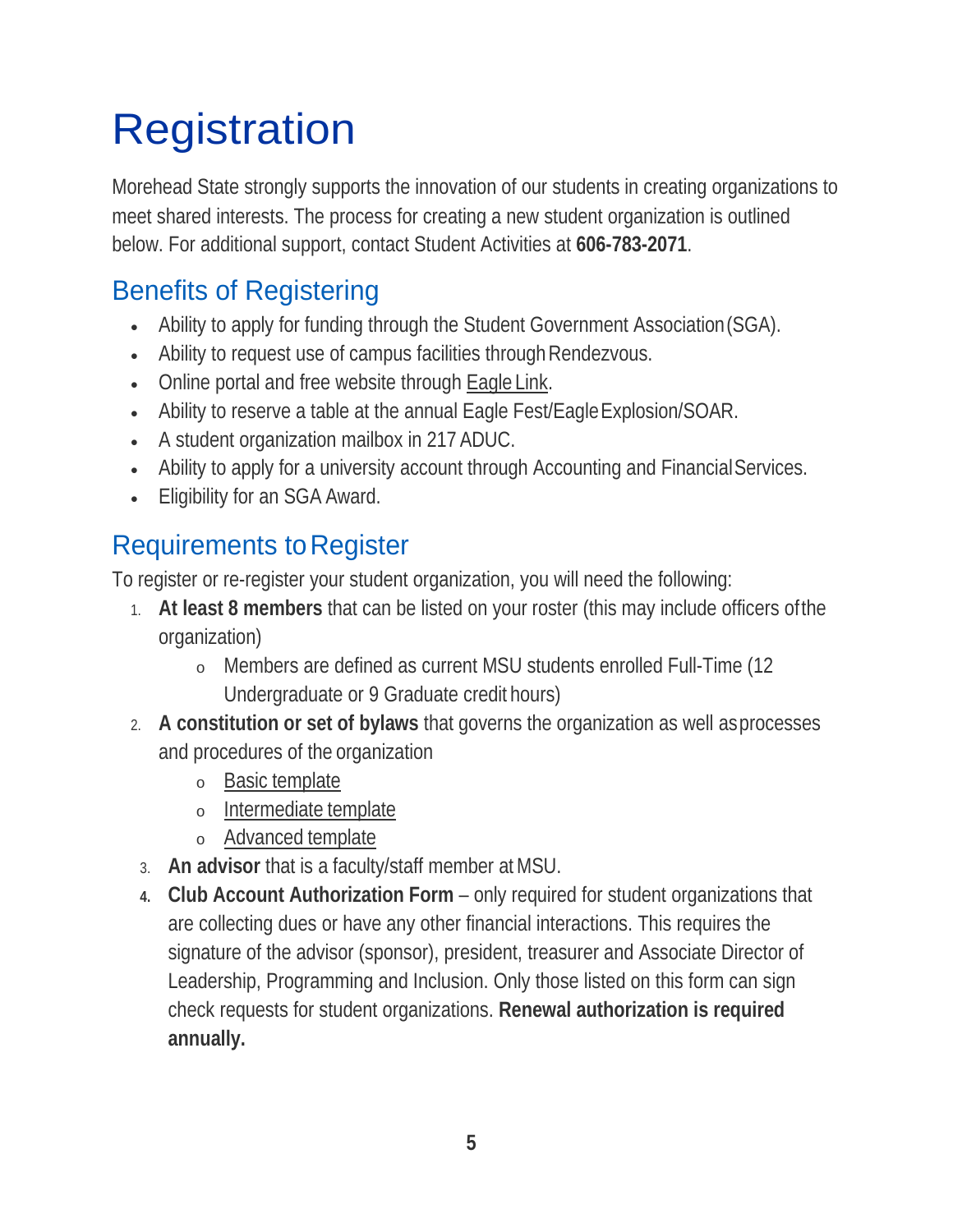# Registration

Morehead State strongly supports the innovation of our students in creating organizations to meet shared interests. The process for creating a new student organization is outlined below. For additional support, contact Student Activities at **606-783-2071**.

## Benefits of Registering

- Ability to apply for funding through the Student Government Association (SGA).
- Ability to request use of campus facilities through Rendezvous.
- Online portal and free website through Eagle Link.
- Ability to reserve a table at the annual Eagle Fest/Eagle Explosion/SOAR.
- A student organization mailbox in 217 ADUC.
- Ability to apply for a university account through Accounting and Financial Services.
- Eligibility for an SGA Award.

## Requirements to Register

To register or re-register your student organization, you will need the following:

1. **At least 8 members** that can be listed on your roster (this may include officers of the organization)
   - Members are defined as current MSU students enrolled Full-Time (12 Undergraduate or 9 Graduate credit hours)
2. **A constitution or set of bylaws** that governs the organization as well as processes and procedures of the organization
   - Basic template
   - Intermediate template
   - Advanced template
3. **An advisor** that is a faculty/staff member at MSU.
4. **Club Account Authorization Form** – only required for student organizations that are collecting dues or have any other financial interactions. This requires the signature of the advisor (sponsor), president, treasurer and Associate Director of Leadership, Programming and Inclusion. Only those listed on this form can sign check requests for student organizations. **Renewal authorization is required annually.**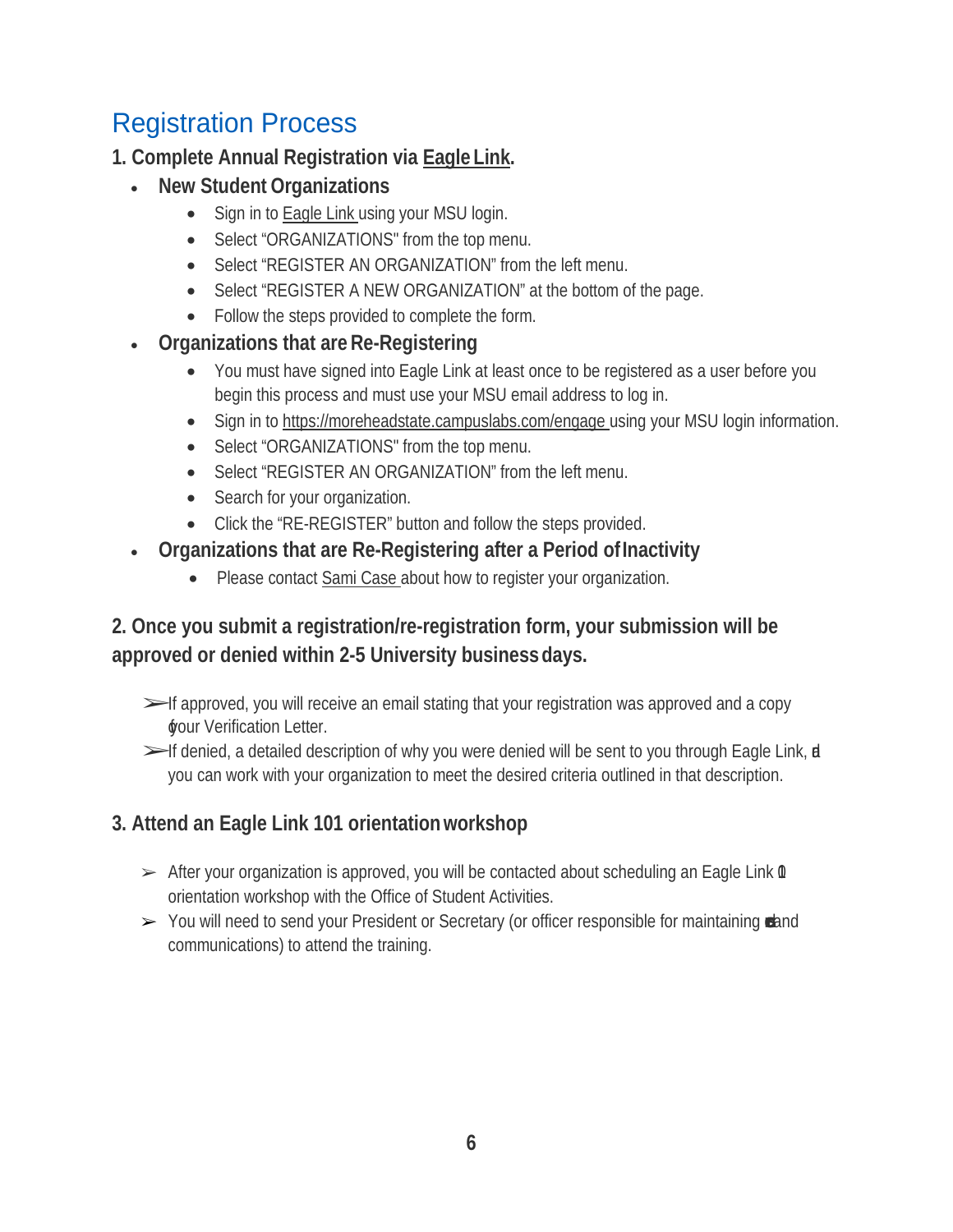## Registration Process

**1. Complete Annual Registration via Eagle Link.**

- **New Student Organizations**
  - Sign in to Eagle Link using your MSU login.
  - Select "ORGANIZATIONS" from the top menu.
  - Select "REGISTER AN ORGANIZATION" from the left menu.
  - Select "REGISTER A NEW ORGANIZATION" at the bottom of the page.
  - Follow the steps provided to complete the form.
- **Organizations that are Re-Registering**
  - You must have signed into Eagle Link at least once to be registered as a user before you begin this process and must use your MSU email address to log in.
  - Sign in to https://moreheadstate.campuslabs.com/engage using your MSU login information.
  - Select "ORGANIZATIONS" from the top menu.
  - Select "REGISTER AN ORGANIZATION" from the left menu.
  - Search for your organization.
  - Click the "RE-REGISTER" button and follow the steps provided.
- **Organizations that are Re-Registering after a Period of Inactivity**
  - Please contact Sami Case about how to register your organization.

**2. Once you submit a registration/re-registration form, your submission will be approved or denied within 2-5 University business days.**

- ➢ If approved, you will receive an email stating that your registration was approved and a copy of your Verification Letter.
- ➢ If denied, a detailed description of why you were denied will be sent to you through Eagle Link, and you can work with your organization to meet the desired criteria outlined in that description.

**3. Attend an Eagle Link 101 orientation workshop**

- ➢ After your organization is approved, you will be contacted about scheduling an Eagle Link 101 orientation workshop with the Office of Student Activities.
- ➢ You will need to send your President or Secretary (or officer responsible for maintaining data and communications) to attend the training.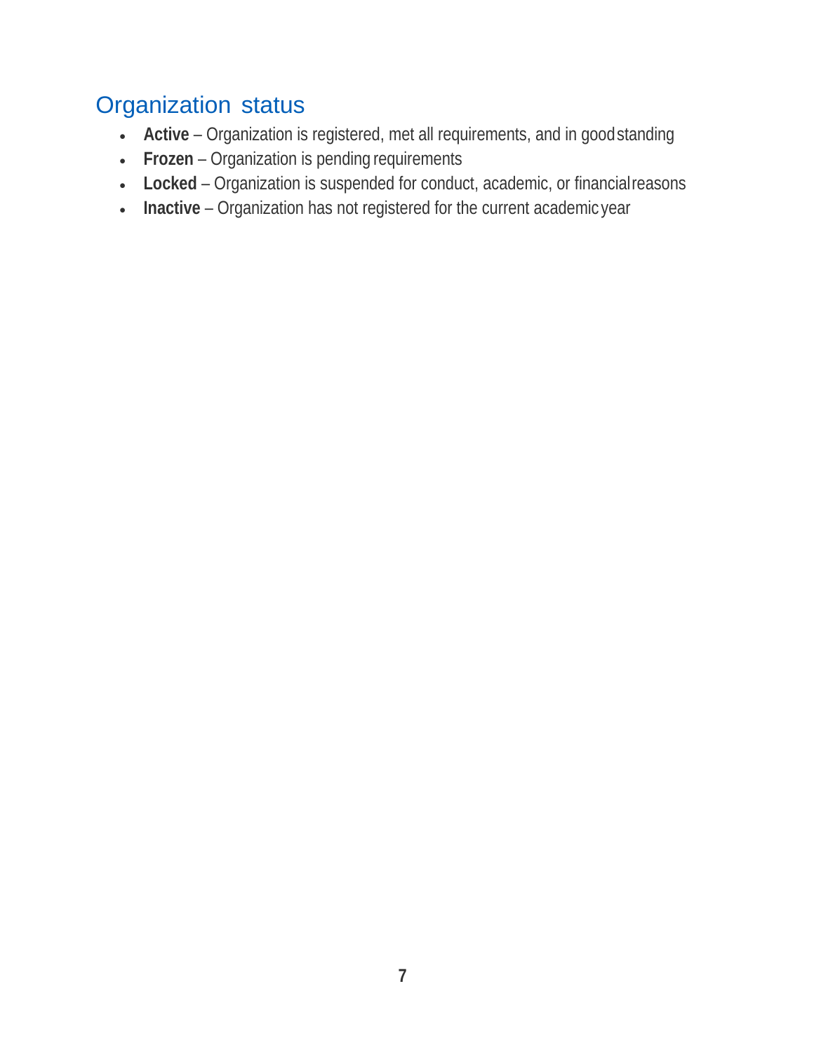## Organization status

- **Active** – Organization is registered, met all requirements, and in good standing
- **Frozen** – Organization is pending requirements
- **Locked** – Organization is suspended for conduct, academic, or financial reasons
- **Inactive** – Organization has not registered for the current academic year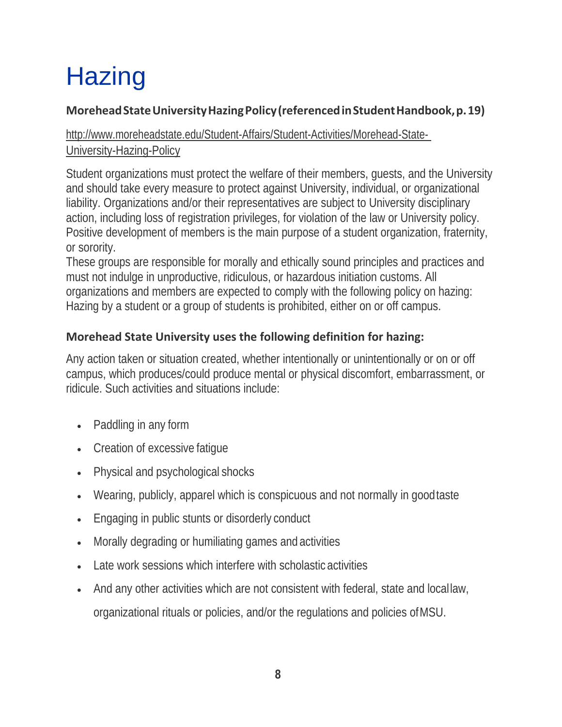# Hazing

**Morehead State University Hazing Policy (referenced in Student Handbook, p. 19)**

http://www.moreheadstate.edu/Student-Affairs/Student-Activities/Morehead-State-University-Hazing-Policy

Student organizations must protect the welfare of their members, guests, and the University and should take every measure to protect against University, individual, or organizational liability. Organizations and/or their representatives are subject to University disciplinary action, including loss of registration privileges, for violation of the law or University policy. Positive development of members is the main purpose of a student organization, fraternity, or sorority.
These groups are responsible for morally and ethically sound principles and practices and must not indulge in unproductive, ridiculous, or hazardous initiation customs. All organizations and members are expected to comply with the following policy on hazing: Hazing by a student or a group of students is prohibited, either on or off campus.

**Morehead State University uses the following definition for hazing:**

Any action taken or situation created, whether intentionally or unintentionally or on or off campus, which produces/could produce mental or physical discomfort, embarrassment, or ridicule. Such activities and situations include:

- Paddling in any form
- Creation of excessive fatigue
- Physical and psychological shocks
- Wearing, publicly, apparel which is conspicuous and not normally in good taste
- Engaging in public stunts or disorderly conduct
- Morally degrading or humiliating games and activities
- Late work sessions which interfere with scholastic activities
- And any other activities which are not consistent with federal, state and local law, organizational rituals or policies, and/or the regulations and policies of MSU.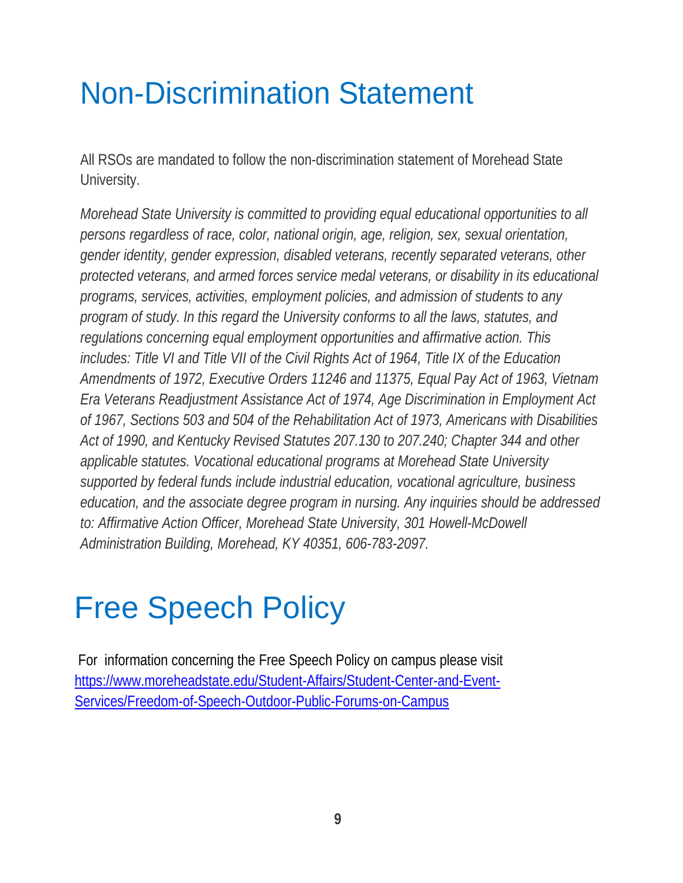# Non-Discrimination Statement

All RSOs are mandated to follow the non-discrimination statement of Morehead State University.

*Morehead State University is committed to providing equal educational opportunities to all persons regardless of race, color, national origin, age, religion, sex, sexual orientation, gender identity, gender expression, disabled veterans, recently separated veterans, other protected veterans, and armed forces service medal veterans, or disability in its educational programs, services, activities, employment policies, and admission of students to any program of study. In this regard the University conforms to all the laws, statutes, and regulations concerning equal employment opportunities and affirmative action. This includes: Title VI and Title VII of the Civil Rights Act of 1964, Title IX of the Education Amendments of 1972, Executive Orders 11246 and 11375, Equal Pay Act of 1963, Vietnam Era Veterans Readjustment Assistance Act of 1974, Age Discrimination in Employment Act of 1967, Sections 503 and 504 of the Rehabilitation Act of 1973, Americans with Disabilities Act of 1990, and Kentucky Revised Statutes 207.130 to 207.240; Chapter 344 and other applicable statutes. Vocational educational programs at Morehead State University supported by federal funds include industrial education, vocational agriculture, business education, and the associate degree program in nursing. Any inquiries should be addressed to: Affirmative Action Officer, Morehead State University, 301 Howell-McDowell Administration Building, Morehead, KY 40351, 606-783-2097.*

# Free Speech Policy

For information concerning the Free Speech Policy on campus please visit [https://www.moreheadstate.edu/Student-Affairs/Student-Center-and-Event-Services/Freedom-of-Speech-Outdoor-Public-Forums-on-Campus](https://www.moreheadstate.edu/Student-Affairs/Student-Center-and-Event-Services/Freedom-of-Speech-Outdoor-Public-Forums-on-Campus)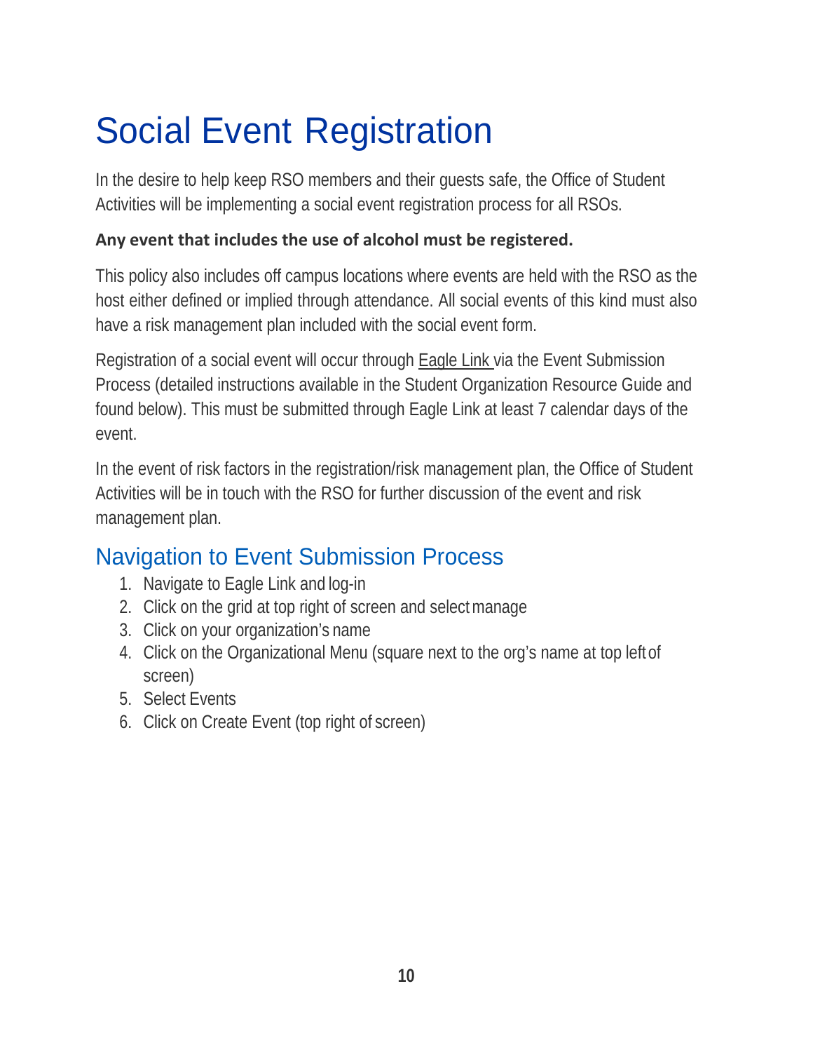# Social Event Registration

In the desire to help keep RSO members and their guests safe, the Office of Student Activities will be implementing a social event registration process for all RSOs.

**Any event that includes the use of alcohol must be registered.**

This policy also includes off campus locations where events are held with the RSO as the host either defined or implied through attendance. All social events of this kind must also have a risk management plan included with the social event form.

Registration of a social event will occur through Eagle Link via the Event Submission Process (detailed instructions available in the Student Organization Resource Guide and found below). This must be submitted through Eagle Link at least 7 calendar days of the event.

In the event of risk factors in the registration/risk management plan, the Office of Student Activities will be in touch with the RSO for further discussion of the event and risk management plan.

## Navigation to Event Submission Process

1. Navigate to Eagle Link and log-in
2. Click on the grid at top right of screen and select manage
3. Click on your organization's name
4. Click on the Organizational Menu (square next to the org's name at top left of screen)
5. Select Events
6. Click on Create Event (top right of screen)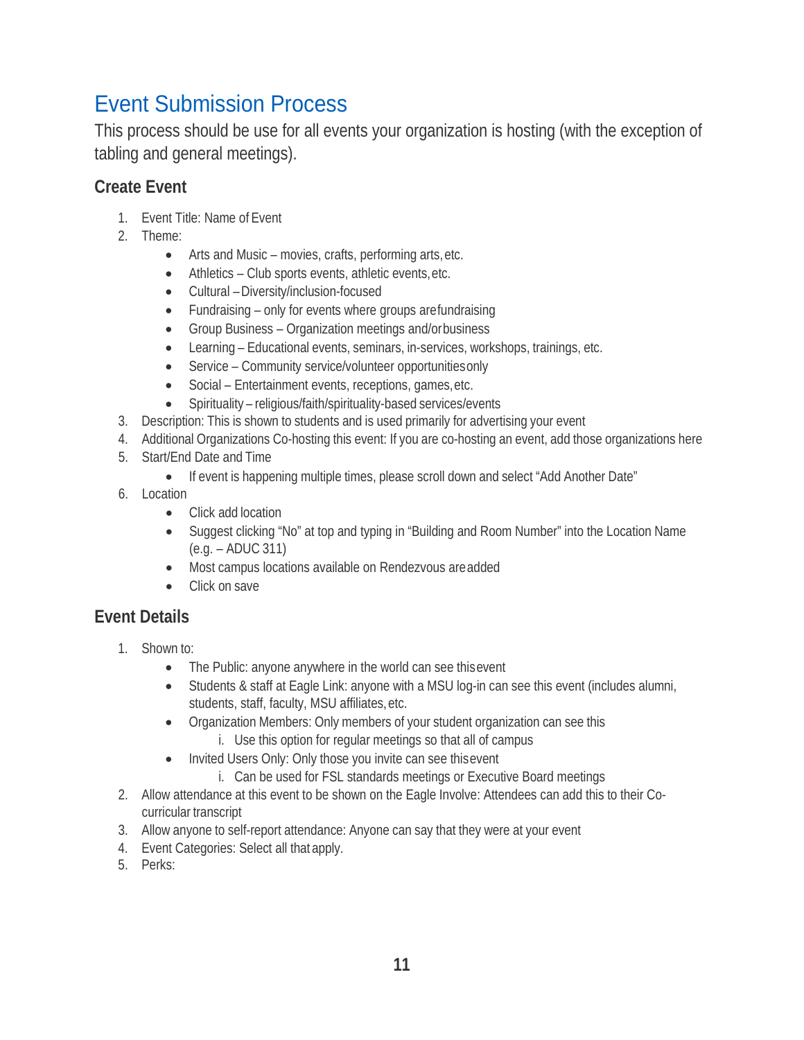## Event Submission Process

This process should be use for all events your organization is hosting (with the exception of tabling and general meetings).

### Create Event

1. Event Title: Name of Event
2. Theme:
   - Arts and Music – movies, crafts, performing arts, etc.
   - Athletics – Club sports events, athletic events, etc.
   - Cultural – Diversity/inclusion-focused
   - Fundraising – only for events where groups are fundraising
   - Group Business – Organization meetings and/or business
   - Learning – Educational events, seminars, in-services, workshops, trainings, etc.
   - Service – Community service/volunteer opportunities only
   - Social – Entertainment events, receptions, games, etc.
   - Spirituality – religious/faith/spirituality-based services/events
3. Description: This is shown to students and is used primarily for advertising your event
4. Additional Organizations Co-hosting this event: If you are co-hosting an event, add those organizations here
5. Start/End Date and Time
   - If event is happening multiple times, please scroll down and select "Add Another Date"
6. Location
   - Click add location
   - Suggest clicking "No" at top and typing in "Building and Room Number" into the Location Name (e.g. – ADUC 311)
   - Most campus locations available on Rendezvous are added
   - Click on save

### Event Details

1. Shown to:
   - The Public: anyone anywhere in the world can see this event
   - Students & staff at Eagle Link: anyone with a MSU log-in can see this event (includes alumni, students, staff, faculty, MSU affiliates, etc.
   - Organization Members: Only members of your student organization can see this
      i. Use this option for regular meetings so that all of campus
   - Invited Users Only: Only those you invite can see this event
      i. Can be used for FSL standards meetings or Executive Board meetings
2. Allow attendance at this event to be shown on the Eagle Involve: Attendees can add this to their Co-curricular transcript
3. Allow anyone to self-report attendance: Anyone can say that they were at your event
4. Event Categories: Select all that apply.
5. Perks: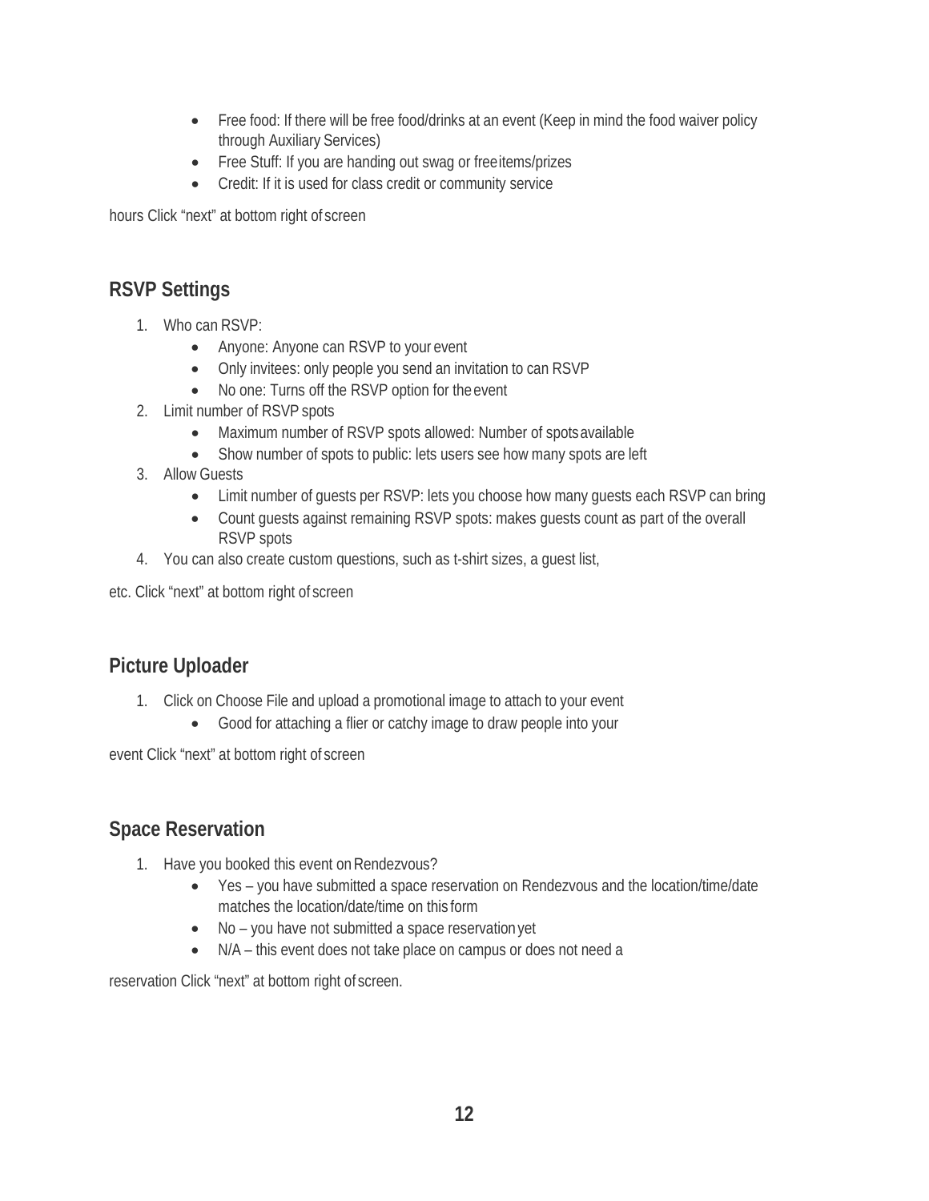- Free food: If there will be free food/drinks at an event (Keep in mind the food waiver policy through Auxiliary Services)
- Free Stuff: If you are handing out swag or free items/prizes
- Credit: If it is used for class credit or community service

hours Click "next" at bottom right of screen

## RSVP Settings

1. Who can RSVP:
    - Anyone: Anyone can RSVP to your event
    - Only invitees: only people you send an invitation to can RSVP
    - No one: Turns off the RSVP option for the event
2. Limit number of RSVP spots
    - Maximum number of RSVP spots allowed: Number of spots available
    - Show number of spots to public: lets users see how many spots are left
3. Allow Guests
    - Limit number of guests per RSVP: lets you choose how many guests each RSVP can bring
    - Count guests against remaining RSVP spots: makes guests count as part of the overall RSVP spots
4. You can also create custom questions, such as t-shirt sizes, a guest list,

etc. Click "next" at bottom right of screen

## Picture Uploader

1. Click on Choose File and upload a promotional image to attach to your event
    - Good for attaching a flier or catchy image to draw people into your

event Click "next" at bottom right of screen

## Space Reservation

1. Have you booked this event on Rendezvous?
    - Yes – you have submitted a space reservation on Rendezvous and the location/time/date matches the location/date/time on this form
    - No – you have not submitted a space reservation yet
    - N/A – this event does not take place on campus or does not need a

reservation Click "next" at bottom right of screen.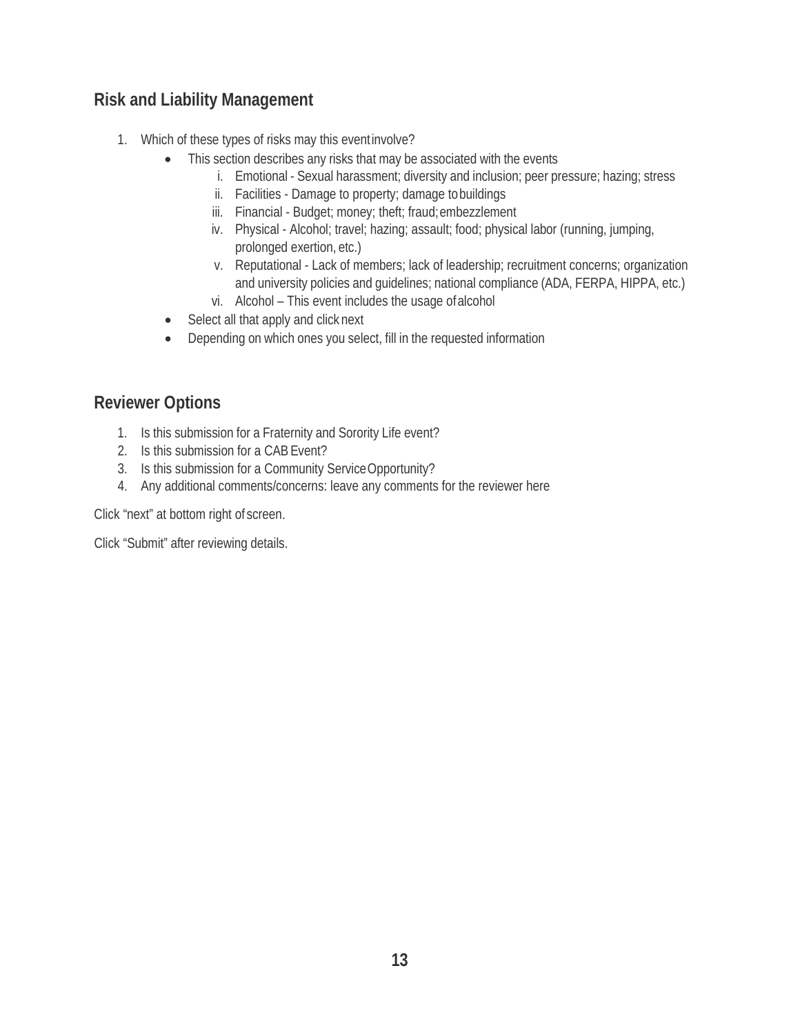## Risk and Liability Management

1. Which of these types of risks may this event involve?
   - This section describes any risks that may be associated with the events
     1. Emotional - Sexual harassment; diversity and inclusion; peer pressure; hazing; stress
     2. Facilities - Damage to property; damage to buildings
     3. Financial - Budget; money; theft; fraud; embezzlement
     4. Physical - Alcohol; travel; hazing; assault; food; physical labor (running, jumping, prolonged exertion, etc.)
     5. Reputational - Lack of members; lack of leadership; recruitment concerns; organization and university policies and guidelines; national compliance (ADA, FERPA, HIPPA, etc.)
     6. Alcohol – This event includes the usage of alcohol
   - Select all that apply and click next
   - Depending on which ones you select, fill in the requested information

## Reviewer Options

1. Is this submission for a Fraternity and Sorority Life event?
2. Is this submission for a CAB Event?
3. Is this submission for a Community Service Opportunity?
4. Any additional comments/concerns: leave any comments for the reviewer here

Click "next" at bottom right of screen.

Click "Submit" after reviewing details.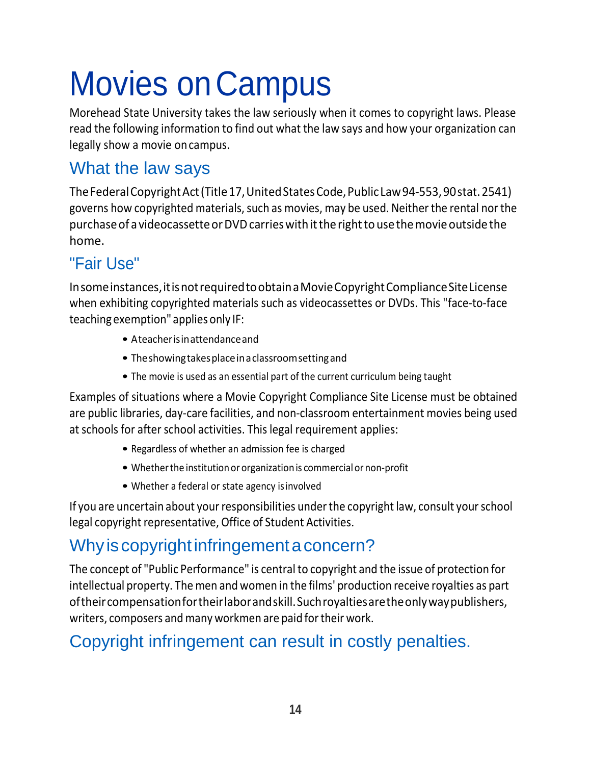# Movies on Campus

Morehead State University takes the law seriously when it comes to copyright laws. Please read the following information to find out what the law says and how your organization can legally show a movie on campus.

## What the law says

The Federal Copyright Act (Title 17, United States Code, Public Law 94-553, 90 stat. 2541) governs how copyrighted materials, such as movies, may be used. Neither the rental nor the purchase of a videocassette or DVD carries with it the right to use the movie outside the home.

## "Fair Use"

In some instances, it is not required to obtain a Movie Copyright Compliance Site License when exhibiting copyrighted materials such as videocassettes or DVDs. This "face-to-face teaching exemption" applies only IF:

- A teacher is in attendance and
- The showing takes place in a classroom setting and
- The movie is used as an essential part of the current curriculum being taught

Examples of situations where a Movie Copyright Compliance Site License must be obtained are public libraries, day-care facilities, and non-classroom entertainment movies being used at schools for after school activities. This legal requirement applies:

- Regardless of whether an admission fee is charged
- Whether the institution or organization is commercial or non-profit
- Whether a federal or state agency is involved

If you are uncertain about your responsibilities under the copyright law, consult your school legal copyright representative, Office of Student Activities.

## Why is copyright infringement a concern?

The concept of "Public Performance" is central to copyright and the issue of protection for intellectual property. The men and women in the films' production receive royalties as part of their compensation for their labor and skill. Such royalties are the only way publishers, writers, composers and many workmen are paid for their work.

## Copyright infringement can result in costly penalties.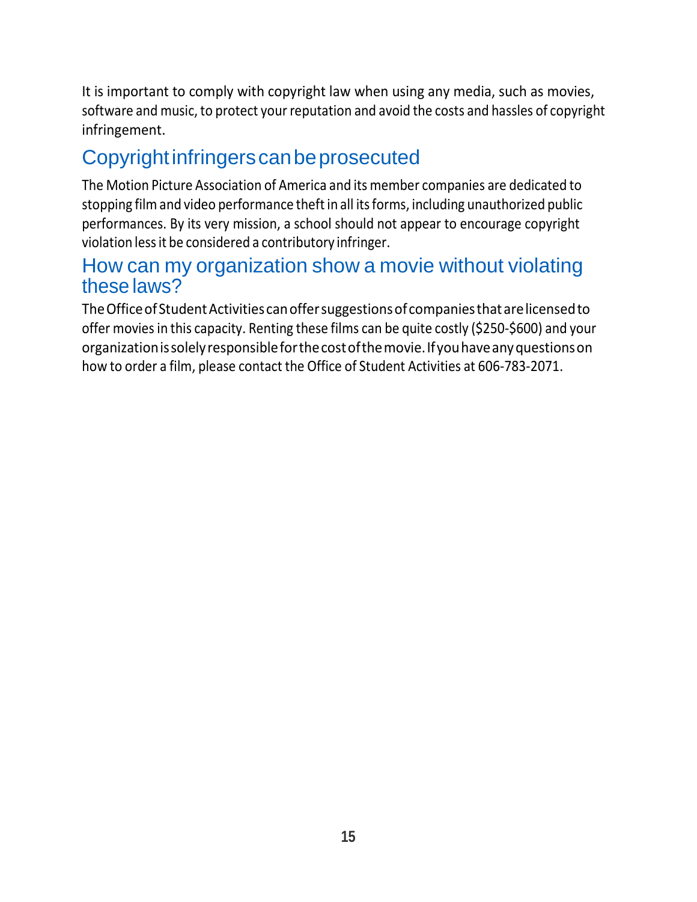It is important to comply with copyright law when using any media, such as movies, software and music, to protect your reputation and avoid the costs and hassles of copyright infringement.

## Copyright infringers can be prosecuted

The Motion Picture Association of America and its member companies are dedicated to stopping film and video performance theft in all its forms, including unauthorized public performances. By its very mission, a school should not appear to encourage copyright violation less it be considered a contributory infringer.

## How can my organization show a movie without violating these laws?

The Office of Student Activities can offer suggestions of companies that are licensed to offer movies in this capacity. Renting these films can be quite costly ($250-$600) and your organization is solely responsible for the cost of the movie. If you have any questions on how to order a film, please contact the Office of Student Activities at 606-783-2071.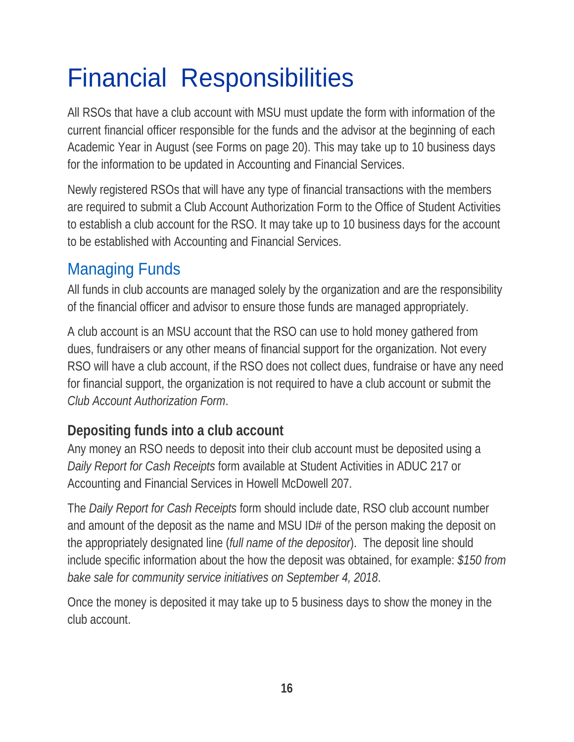# Financial Responsibilities

All RSOs that have a club account with MSU must update the form with information of the current financial officer responsible for the funds and the advisor at the beginning of each Academic Year in August (see Forms on page 20). This may take up to 10 business days for the information to be updated in Accounting and Financial Services.

Newly registered RSOs that will have any type of financial transactions with the members are required to submit a Club Account Authorization Form to the Office of Student Activities to establish a club account for the RSO. It may take up to 10 business days for the account to be established with Accounting and Financial Services.

## Managing Funds

All funds in club accounts are managed solely by the organization and are the responsibility of the financial officer and advisor to ensure those funds are managed appropriately.

A club account is an MSU account that the RSO can use to hold money gathered from dues, fundraisers or any other means of financial support for the organization. Not every RSO will have a club account, if the RSO does not collect dues, fundraise or have any need for financial support, the organization is not required to have a club account or submit the *Club Account Authorization Form*.

### Depositing funds into a club account

Any money an RSO needs to deposit into their club account must be deposited using a *Daily Report for Cash Receipts* form available at Student Activities in ADUC 217 or Accounting and Financial Services in Howell McDowell 207.

The *Daily Report for Cash Receipts* form should include date, RSO club account number and amount of the deposit as the name and MSU ID# of the person making the deposit on the appropriately designated line (*full name of the depositor*). The deposit line should include specific information about the how the deposit was obtained, for example: *$150 from bake sale for community service initiatives on September 4, 2018*.

Once the money is deposited it may take up to 5 business days to show the money in the club account.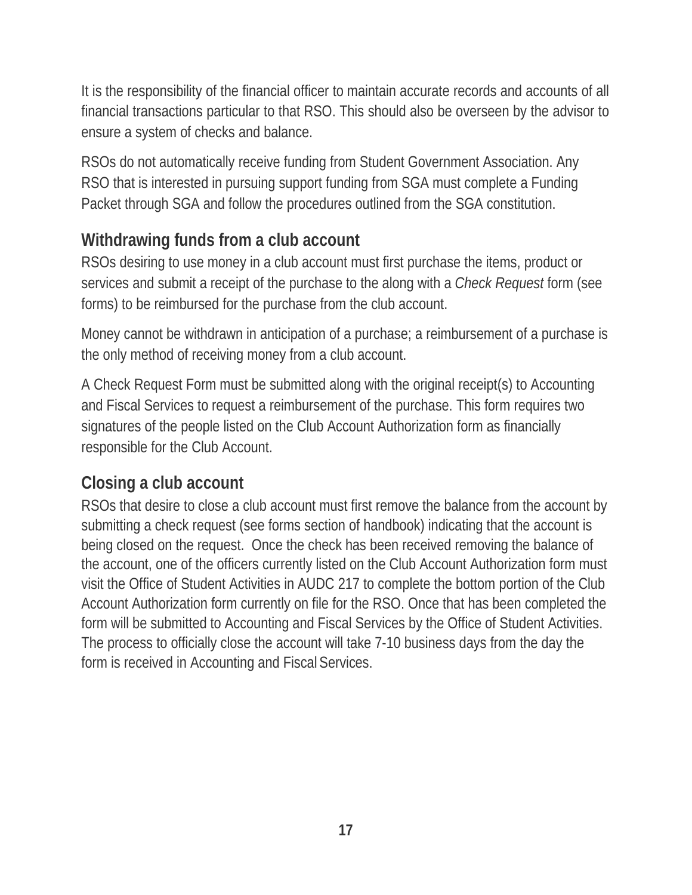It is the responsibility of the financial officer to maintain accurate records and accounts of all financial transactions particular to that RSO. This should also be overseen by the advisor to ensure a system of checks and balance.

RSOs do not automatically receive funding from Student Government Association. Any RSO that is interested in pursuing support funding from SGA must complete a Funding Packet through SGA and follow the procedures outlined from the SGA constitution.

## Withdrawing funds from a club account

RSOs desiring to use money in a club account must first purchase the items, product or services and submit a receipt of the purchase to the along with a *Check Request* form (see forms) to be reimbursed for the purchase from the club account.

Money cannot be withdrawn in anticipation of a purchase; a reimbursement of a purchase is the only method of receiving money from a club account.

A Check Request Form must be submitted along with the original receipt(s) to Accounting and Fiscal Services to request a reimbursement of the purchase. This form requires two signatures of the people listed on the Club Account Authorization form as financially responsible for the Club Account.

## Closing a club account

RSOs that desire to close a club account must first remove the balance from the account by submitting a check request (see forms section of handbook) indicating that the account is being closed on the request. Once the check has been received removing the balance of the account, one of the officers currently listed on the Club Account Authorization form must visit the Office of Student Activities in AUDC 217 to complete the bottom portion of the Club Account Authorization form currently on file for the RSO. Once that has been completed the form will be submitted to Accounting and Fiscal Services by the Office of Student Activities. The process to officially close the account will take 7-10 business days from the day the form is received in Accounting and Fiscal Services.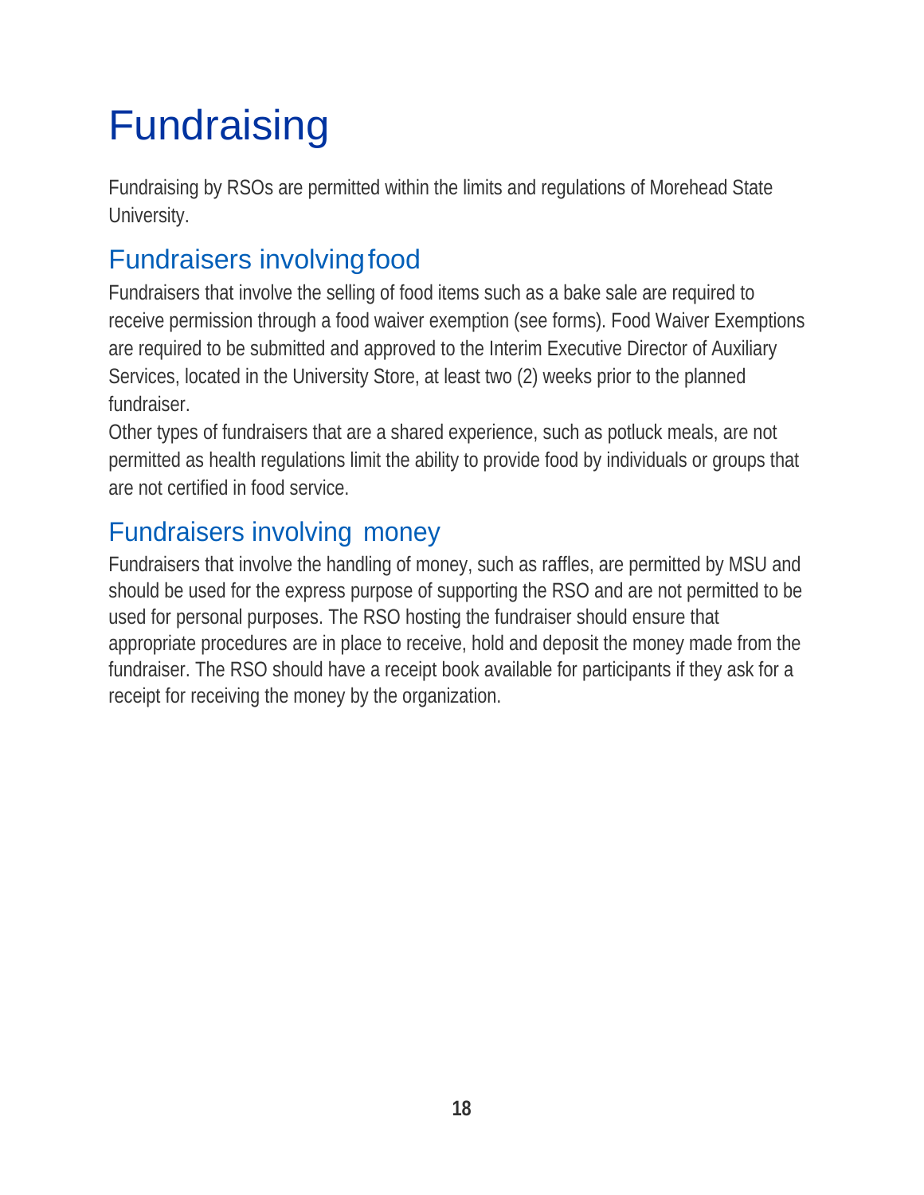# Fundraising

Fundraising by RSOs are permitted within the limits and regulations of Morehead State University.

## Fundraisers involving food

Fundraisers that involve the selling of food items such as a bake sale are required to receive permission through a food waiver exemption (see forms). Food Waiver Exemptions are required to be submitted and approved to the Interim Executive Director of Auxiliary Services, located in the University Store, at least two (2) weeks prior to the planned fundraiser.

Other types of fundraisers that are a shared experience, such as potluck meals, are not permitted as health regulations limit the ability to provide food by individuals or groups that are not certified in food service.

## Fundraisers involving money

Fundraisers that involve the handling of money, such as raffles, are permitted by MSU and should be used for the express purpose of supporting the RSO and are not permitted to be used for personal purposes. The RSO hosting the fundraiser should ensure that appropriate procedures are in place to receive, hold and deposit the money made from the fundraiser. The RSO should have a receipt book available for participants if they ask for a receipt for receiving the money by the organization.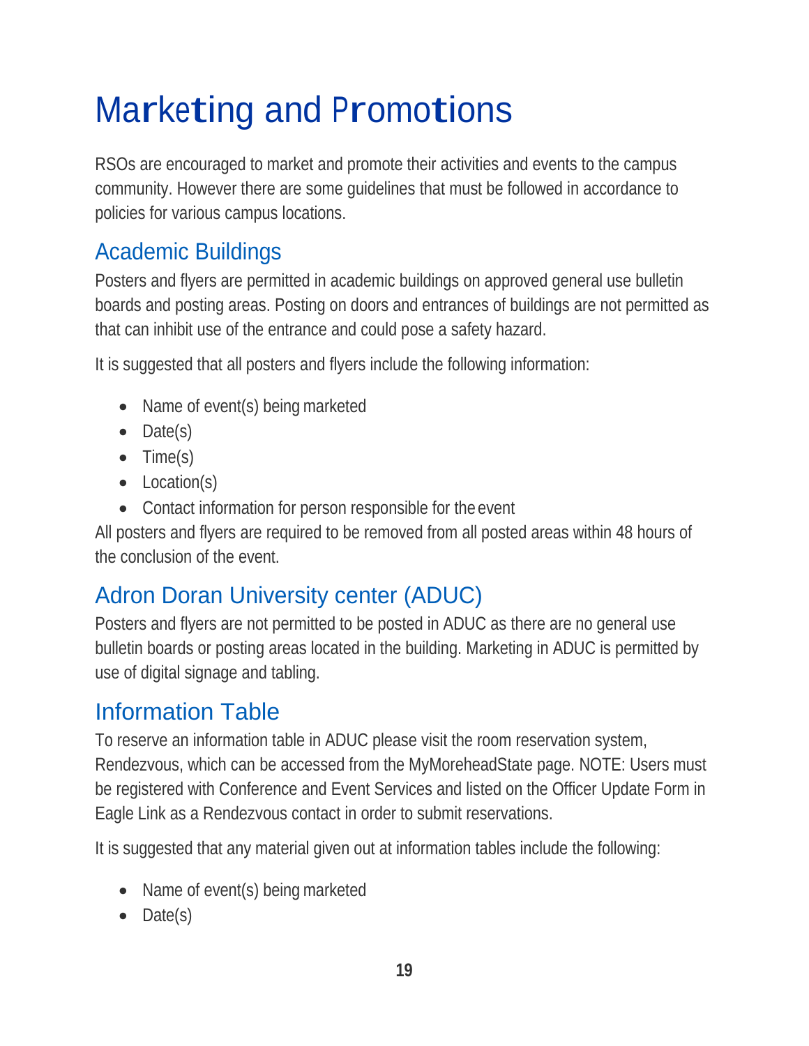# Marketing and Promotions

RSOs are encouraged to market and promote their activities and events to the campus community. However there are some guidelines that must be followed in accordance to policies for various campus locations.

## Academic Buildings

Posters and flyers are permitted in academic buildings on approved general use bulletin boards and posting areas. Posting on doors and entrances of buildings are not permitted as that can inhibit use of the entrance and could pose a safety hazard.

It is suggested that all posters and flyers include the following information:

- Name of event(s) being marketed
- Date(s)
- Time(s)
- Location(s)
- Contact information for person responsible for the event

All posters and flyers are required to be removed from all posted areas within 48 hours of the conclusion of the event.

## Adron Doran University center (ADUC)

Posters and flyers are not permitted to be posted in ADUC as there are no general use bulletin boards or posting areas located in the building. Marketing in ADUC is permitted by use of digital signage and tabling.

## Information Table

To reserve an information table in ADUC please visit the room reservation system, Rendezvous, which can be accessed from the MyMoreheadState page. NOTE: Users must be registered with Conference and Event Services and listed on the Officer Update Form in Eagle Link as a Rendezvous contact in order to submit reservations.

It is suggested that any material given out at information tables include the following:

- Name of event(s) being marketed
- Date(s)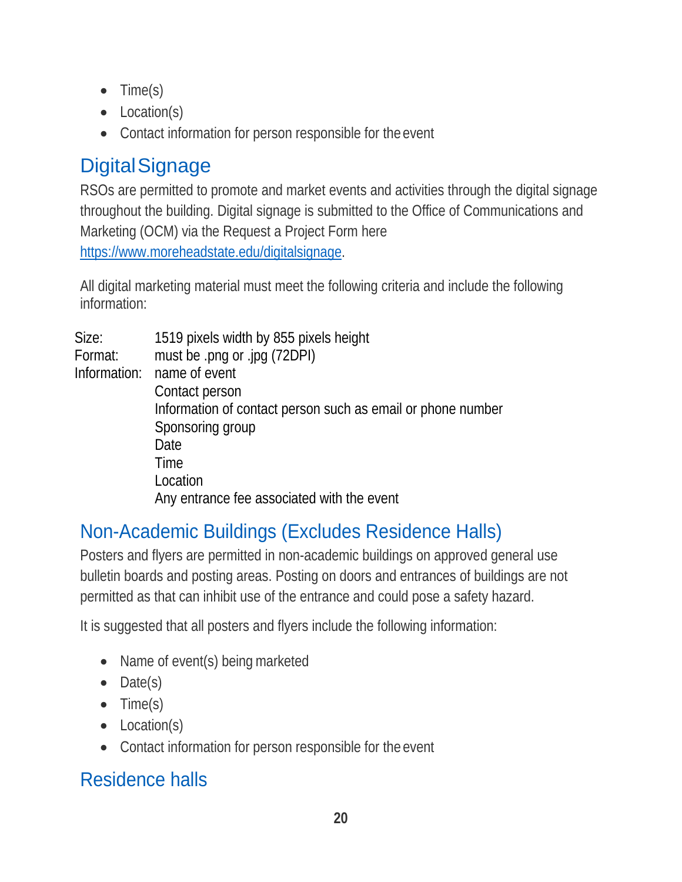- Time(s)
- Location(s)
- Contact information for person responsible for the event

## Digital Signage

RSOs are permitted to promote and market events and activities through the digital signage throughout the building. Digital signage is submitted to the Office of Communications and Marketing (OCM) via the Request a Project Form here https://www.moreheadstate.edu/digitalsignage.

All digital marketing material must meet the following criteria and include the following information:

| | |
|---|---|
| Size: | 1519 pixels width by 855 pixels height |
| Format: | must be .png or .jpg (72DPI) |
| Information: | name of event |
| | Contact person |
| | Information of contact person such as email or phone number |
| | Sponsoring group |
| | Date |
| | Time |
| | Location |
| | Any entrance fee associated with the event |

## Non-Academic Buildings (Excludes Residence Halls)

Posters and flyers are permitted in non-academic buildings on approved general use bulletin boards and posting areas. Posting on doors and entrances of buildings are not permitted as that can inhibit use of the entrance and could pose a safety hazard.

It is suggested that all posters and flyers include the following information:

- Name of event(s) being marketed
- Date(s)
- Time(s)
- Location(s)
- Contact information for person responsible for the event

## Residence halls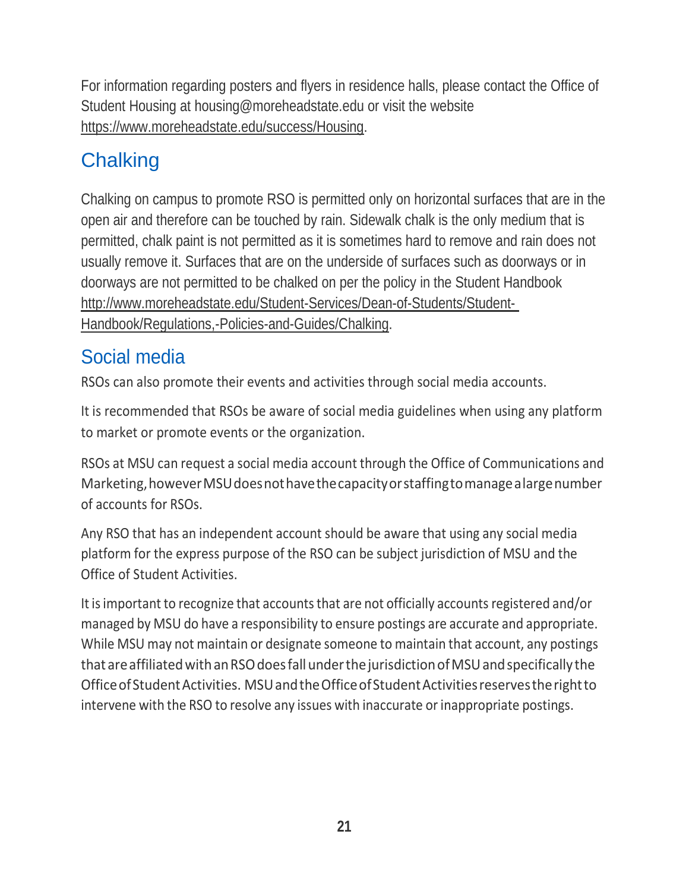For information regarding posters and flyers in residence halls, please contact the Office of Student Housing at housing@moreheadstate.edu or visit the website https://www.moreheadstate.edu/success/Housing.

## Chalking

Chalking on campus to promote RSO is permitted only on horizontal surfaces that are in the open air and therefore can be touched by rain. Sidewalk chalk is the only medium that is permitted, chalk paint is not permitted as it is sometimes hard to remove and rain does not usually remove it. Surfaces that are on the underside of surfaces such as doorways or in doorways are not permitted to be chalked on per the policy in the Student Handbook http://www.moreheadstate.edu/Student-Services/Dean-of-Students/Student-Handbook/Regulations,-Policies-and-Guides/Chalking.

## Social media

RSOs can also promote their events and activities through social media accounts.

It is recommended that RSOs be aware of social media guidelines when using any platform to market or promote events or the organization.

RSOs at MSU can request a social media account through the Office of Communications and Marketing, however MSU does not have the capacity or staffing to manage a large number of accounts for RSOs.

Any RSO that has an independent account should be aware that using any social media platform for the express purpose of the RSO can be subject jurisdiction of MSU and the Office of Student Activities.

It is important to recognize that accounts that are not officially accounts registered and/or managed by MSU do have a responsibility to ensure postings are accurate and appropriate. While MSU may not maintain or designate someone to maintain that account, any postings that are affiliated with an RSO does fall under the jurisdiction of MSU and specifically the Office of Student Activities. MSU and the Office of Student Activities reserves the right to intervene with the RSO to resolve any issues with inaccurate or inappropriate postings.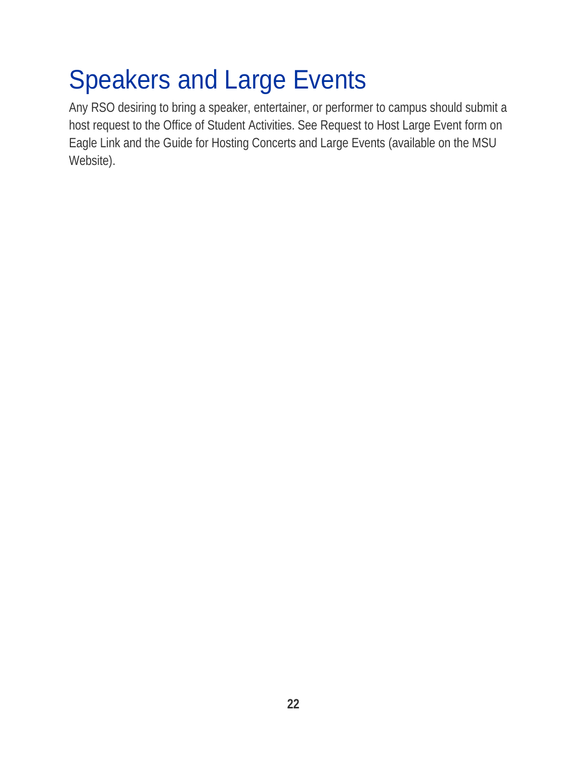# Speakers and Large Events

Any RSO desiring to bring a speaker, entertainer, or performer to campus should submit a host request to the Office of Student Activities. See Request to Host Large Event form on Eagle Link and the Guide for Hosting Concerts and Large Events (available on the MSU Website).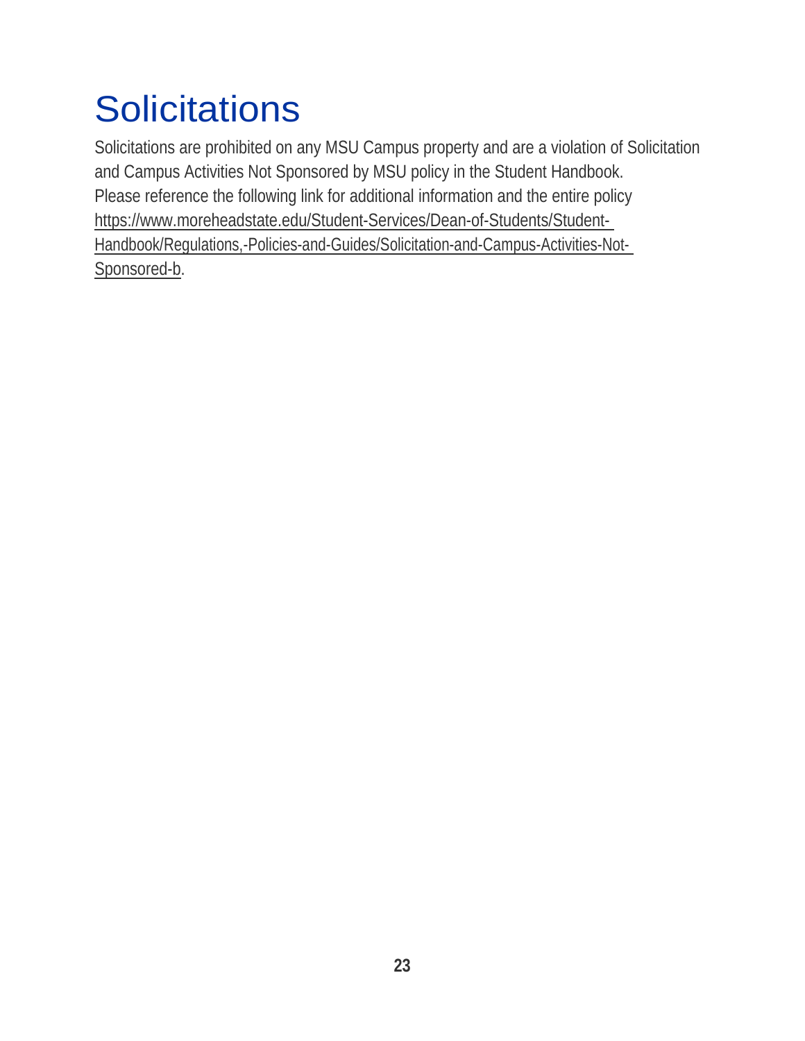# Solicitations

Solicitations are prohibited on any MSU Campus property and are a violation of Solicitation and Campus Activities Not Sponsored by MSU policy in the Student Handbook.
Please reference the following link for additional information and the entire policy https://www.moreheadstate.edu/Student-Services/Dean-of-Students/Student-Handbook/Regulations,-Policies-and-Guides/Solicitation-and-Campus-Activities-Not-Sponsored-b.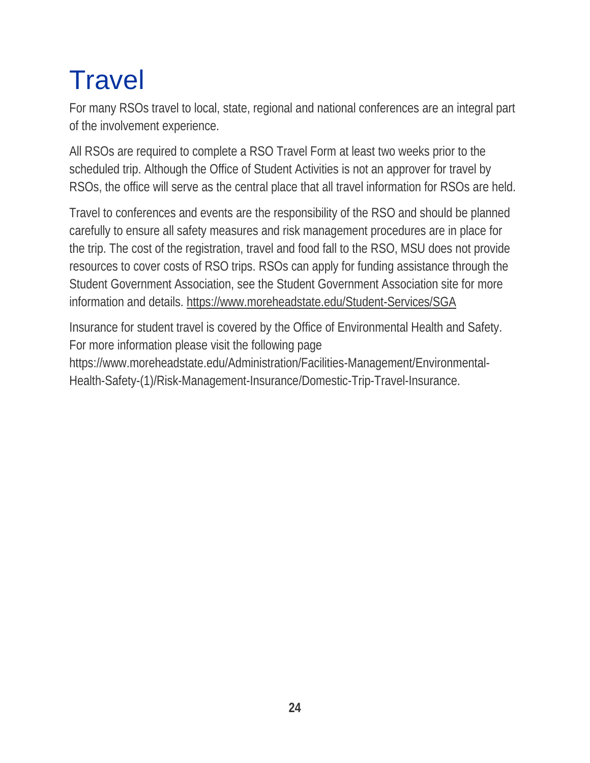# Travel

For many RSOs travel to local, state, regional and national conferences are an integral part of the involvement experience.

All RSOs are required to complete a RSO Travel Form at least two weeks prior to the scheduled trip. Although the Office of Student Activities is not an approver for travel by RSOs, the office will serve as the central place that all travel information for RSOs are held.

Travel to conferences and events are the responsibility of the RSO and should be planned carefully to ensure all safety measures and risk management procedures are in place for the trip. The cost of the registration, travel and food fall to the RSO, MSU does not provide resources to cover costs of RSO trips. RSOs can apply for funding assistance through the Student Government Association, see the Student Government Association site for more information and details. https://www.moreheadstate.edu/Student-Services/SGA

Insurance for student travel is covered by the Office of Environmental Health and Safety. For more information please visit the following page https://www.moreheadstate.edu/Administration/Facilities-Management/Environmental-Health-Safety-(1)/Risk-Management-Insurance/Domestic-Trip-Travel-Insurance.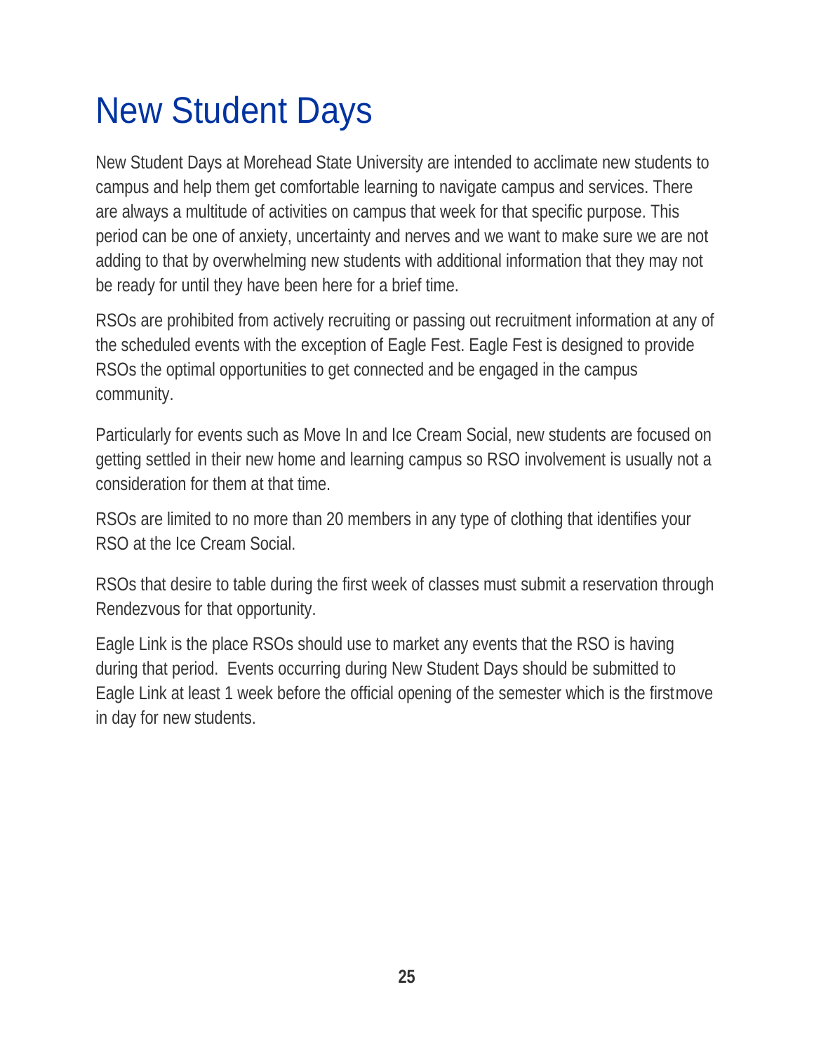# New Student Days

New Student Days at Morehead State University are intended to acclimate new students to campus and help them get comfortable learning to navigate campus and services. There are always a multitude of activities on campus that week for that specific purpose. This period can be one of anxiety, uncertainty and nerves and we want to make sure we are not adding to that by overwhelming new students with additional information that they may not be ready for until they have been here for a brief time.

RSOs are prohibited from actively recruiting or passing out recruitment information at any of the scheduled events with the exception of Eagle Fest. Eagle Fest is designed to provide RSOs the optimal opportunities to get connected and be engaged in the campus community.

Particularly for events such as Move In and Ice Cream Social, new students are focused on getting settled in their new home and learning campus so RSO involvement is usually not a consideration for them at that time.

RSOs are limited to no more than 20 members in any type of clothing that identifies your RSO at the Ice Cream Social.

RSOs that desire to table during the first week of classes must submit a reservation through Rendezvous for that opportunity.

Eagle Link is the place RSOs should use to market any events that the RSO is having during that period. Events occurring during New Student Days should be submitted to Eagle Link at least 1 week before the official opening of the semester which is the first move in day for new students.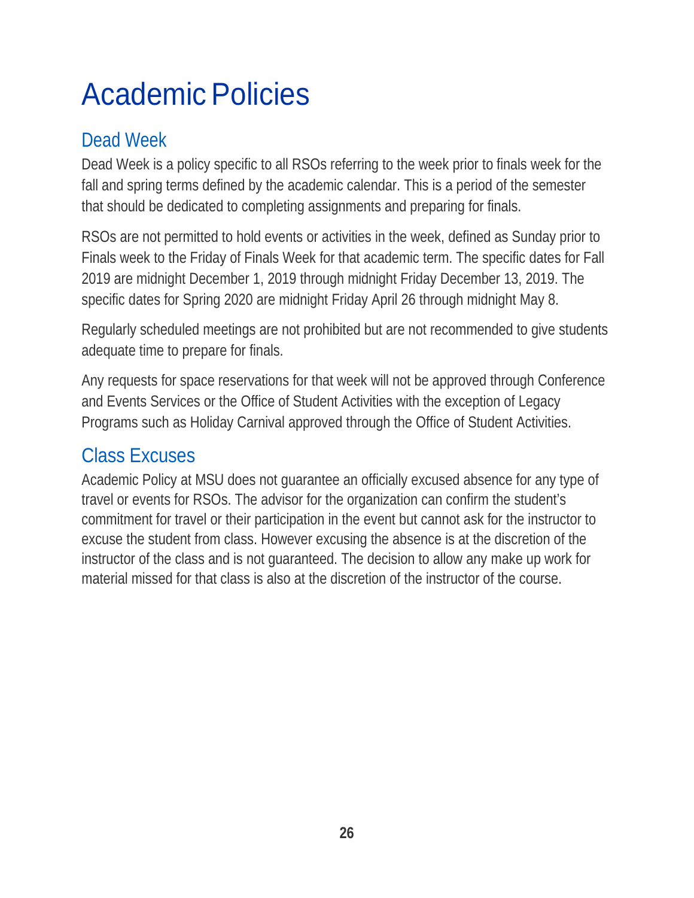# Academic Policies

## Dead Week

Dead Week is a policy specific to all RSOs referring to the week prior to finals week for the fall and spring terms defined by the academic calendar. This is a period of the semester that should be dedicated to completing assignments and preparing for finals.

RSOs are not permitted to hold events or activities in the week, defined as Sunday prior to Finals week to the Friday of Finals Week for that academic term. The specific dates for Fall 2019 are midnight December 1, 2019 through midnight Friday December 13, 2019. The specific dates for Spring 2020 are midnight Friday April 26 through midnight May 8.

Regularly scheduled meetings are not prohibited but are not recommended to give students adequate time to prepare for finals.

Any requests for space reservations for that week will not be approved through Conference and Events Services or the Office of Student Activities with the exception of Legacy Programs such as Holiday Carnival approved through the Office of Student Activities.

## Class Excuses

Academic Policy at MSU does not guarantee an officially excused absence for any type of travel or events for RSOs. The advisor for the organization can confirm the student's commitment for travel or their participation in the event but cannot ask for the instructor to excuse the student from class. However excusing the absence is at the discretion of the instructor of the class and is not guaranteed. The decision to allow any make up work for material missed for that class is also at the discretion of the instructor of the course.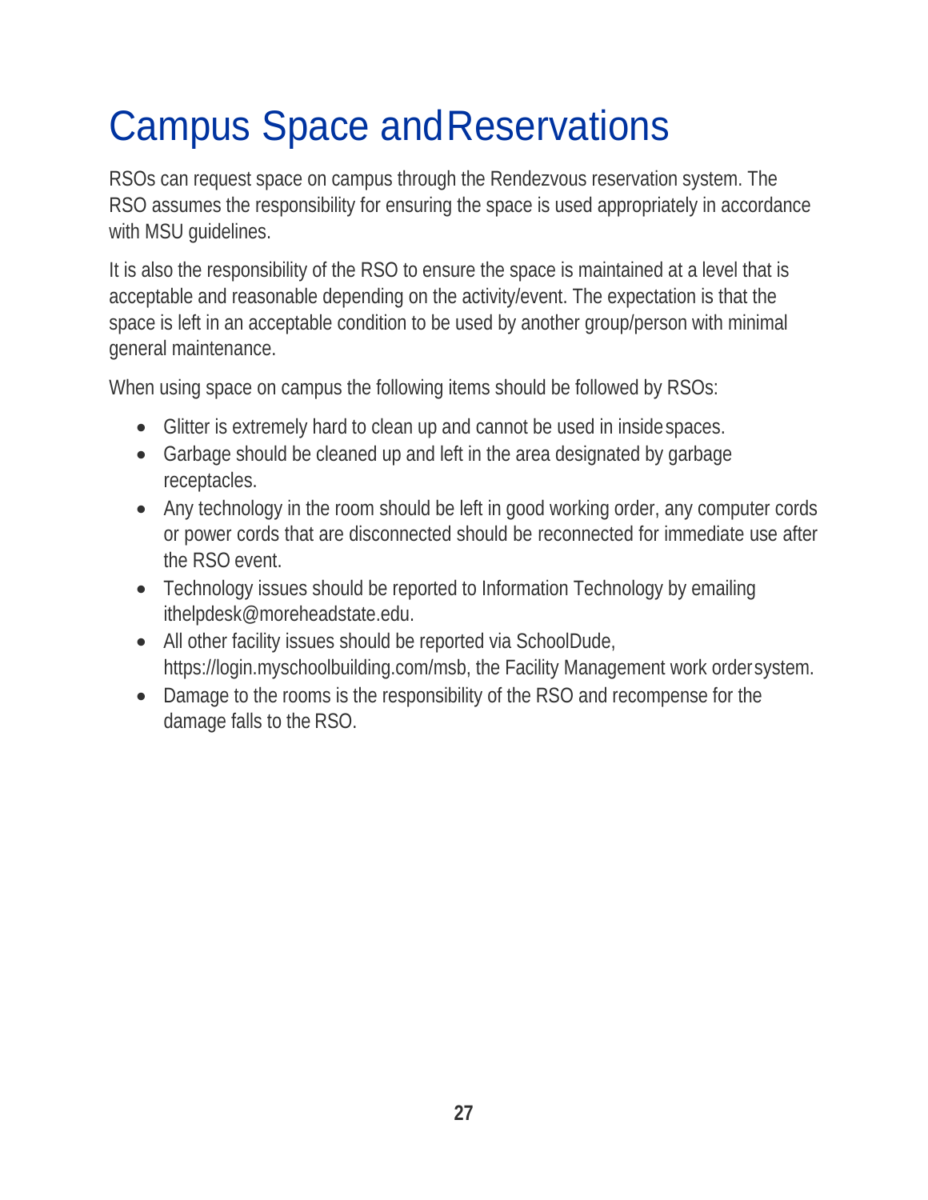# Campus Space and Reservations

RSOs can request space on campus through the Rendezvous reservation system. The RSO assumes the responsibility for ensuring the space is used appropriately in accordance with MSU guidelines.

It is also the responsibility of the RSO to ensure the space is maintained at a level that is acceptable and reasonable depending on the activity/event. The expectation is that the space is left in an acceptable condition to be used by another group/person with minimal general maintenance.

When using space on campus the following items should be followed by RSOs:

- Glitter is extremely hard to clean up and cannot be used in inside spaces.
- Garbage should be cleaned up and left in the area designated by garbage receptacles.
- Any technology in the room should be left in good working order, any computer cords or power cords that are disconnected should be reconnected for immediate use after the RSO event.
- Technology issues should be reported to Information Technology by emailing ithelpdesk@moreheadstate.edu.
- All other facility issues should be reported via SchoolDude, https://login.myschoolbuilding.com/msb, the Facility Management work order system.
- Damage to the rooms is the responsibility of the RSO and recompense for the damage falls to the RSO.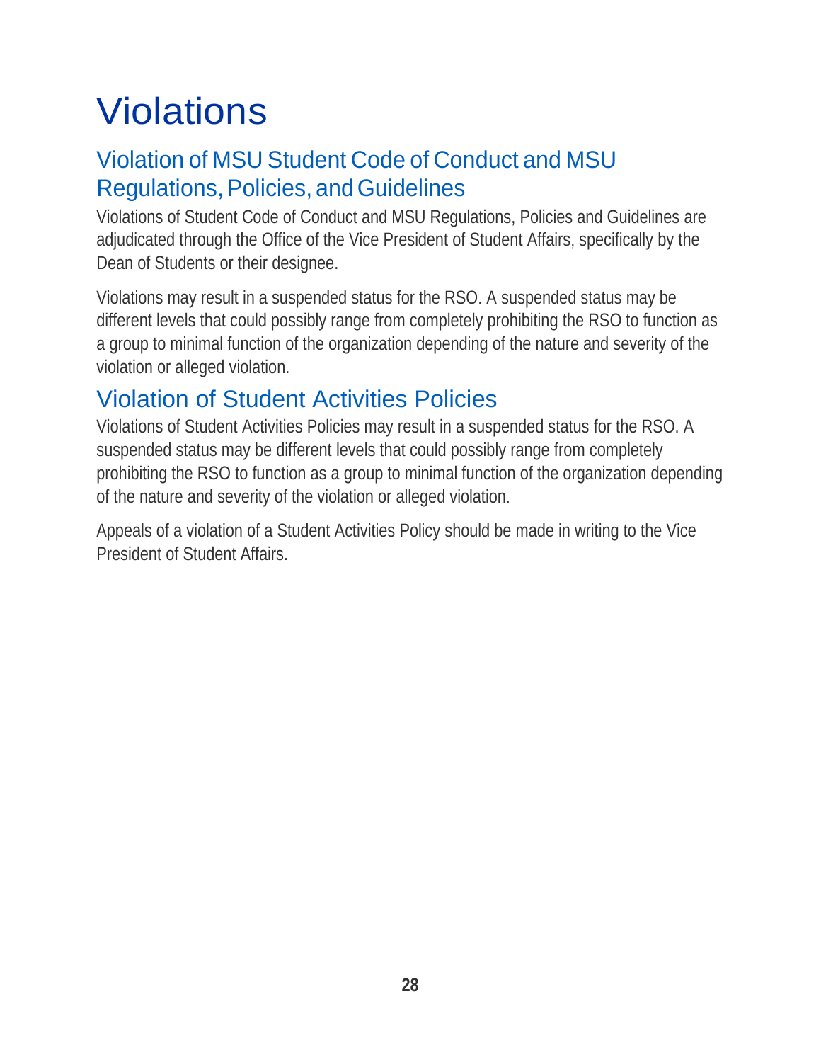# Violations

## Violation of MSU Student Code of Conduct and MSU Regulations, Policies, and Guidelines

Violations of Student Code of Conduct and MSU Regulations, Policies and Guidelines are adjudicated through the Office of the Vice President of Student Affairs, specifically by the Dean of Students or their designee.

Violations may result in a suspended status for the RSO. A suspended status may be different levels that could possibly range from completely prohibiting the RSO to function as a group to minimal function of the organization depending of the nature and severity of the violation or alleged violation.

## Violation of Student Activities Policies

Violations of Student Activities Policies may result in a suspended status for the RSO. A suspended status may be different levels that could possibly range from completely prohibiting the RSO to function as a group to minimal function of the organization depending of the nature and severity of the violation or alleged violation.

Appeals of a violation of a Student Activities Policy should be made in writing to the Vice President of Student Affairs.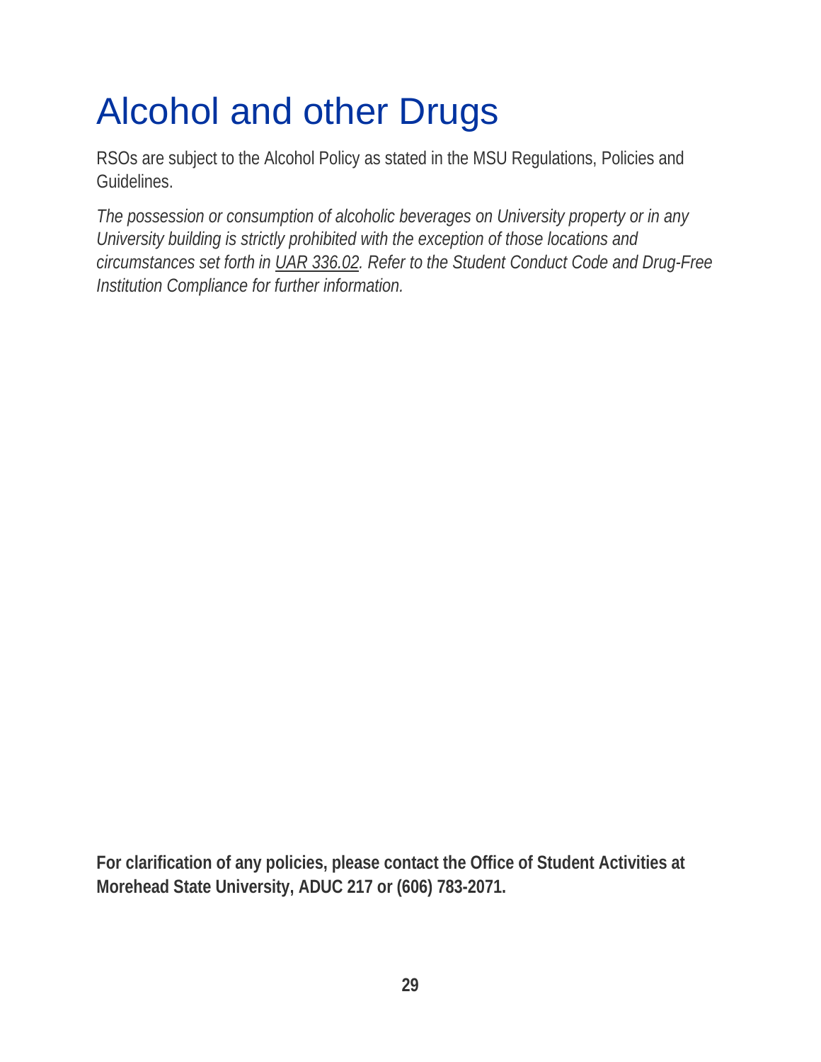# Alcohol and other Drugs

RSOs are subject to the Alcohol Policy as stated in the MSU Regulations, Policies and Guidelines.

*The possession or consumption of alcoholic beverages on University property or in any University building is strictly prohibited with the exception of those locations and circumstances set forth in UAR 336.02. Refer to the Student Conduct Code and Drug-Free Institution Compliance for further information.*

**For clarification of any policies, please contact the Office of Student Activities at Morehead State University, ADUC 217 or (606) 783-2071.**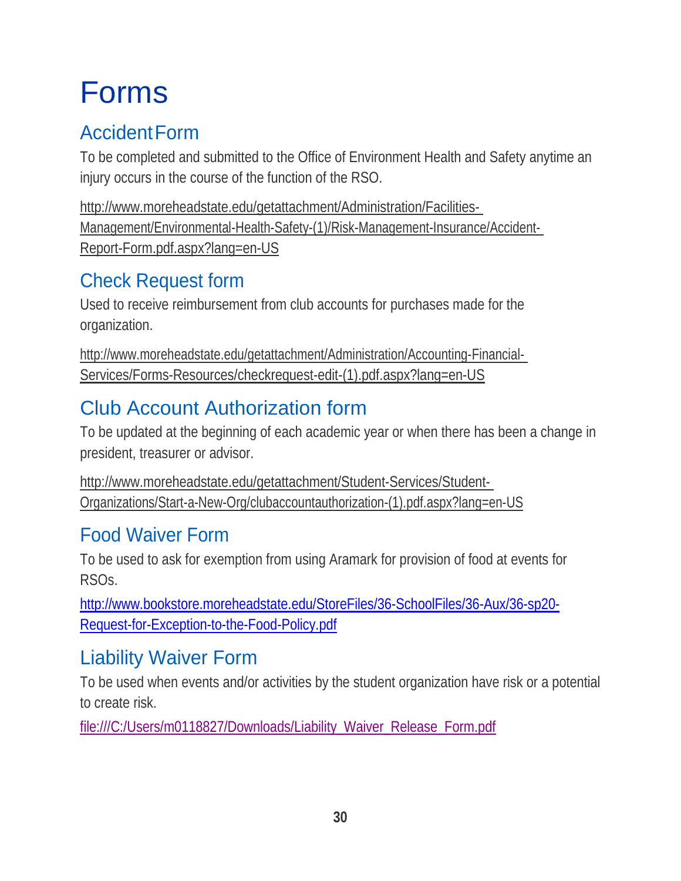# Forms

## Accident Form

To be completed and submitted to the Office of Environment Health and Safety anytime an injury occurs in the course of the function of the RSO.

http://www.moreheadstate.edu/getattachment/Administration/Facilities-Management/Environmental-Health-Safety-(1)/Risk-Management-Insurance/Accident-Report-Form.pdf.aspx?lang=en-US

## Check Request form

Used to receive reimbursement from club accounts for purchases made for the organization.

http://www.moreheadstate.edu/getattachment/Administration/Accounting-Financial-Services/Forms-Resources/checkrequest-edit-(1).pdf.aspx?lang=en-US

## Club Account Authorization form

To be updated at the beginning of each academic year or when there has been a change in president, treasurer or advisor.

http://www.moreheadstate.edu/getattachment/Student-Services/Student-Organizations/Start-a-New-Org/clubaccountauthorization-(1).pdf.aspx?lang=en-US

## Food Waiver Form

To be used to ask for exemption from using Aramark for provision of food at events for RSOs.

http://www.bookstore.moreheadstate.edu/StoreFiles/36-SchoolFiles/36-Aux/36-sp20-Request-for-Exception-to-the-Food-Policy.pdf

## Liability Waiver Form

To be used when events and/or activities by the student organization have risk or a potential to create risk.

file:///C:/Users/m0118827/Downloads/Liability_Waiver_Release_Form.pdf